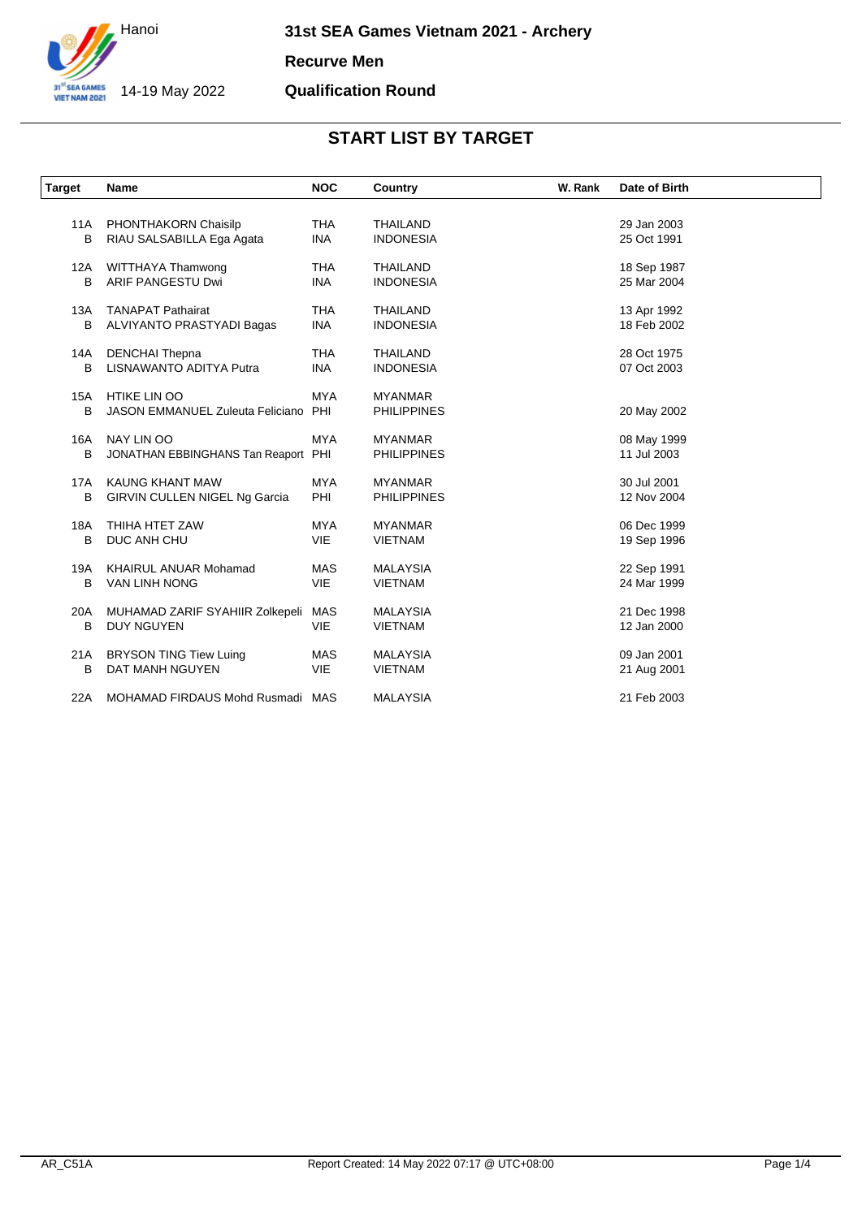# 31st SEA Games Vietnam 2021 - Archery

Hanoi

14-19 May 2022

**Recurve Men**

**Qualification Round**

## START LIST BY TARGET

| Target | Name | NOC | Country | W. Rank | Date of Birth |
|---|---|---|---|---|---|
| 11A | PHONTHAKORN Chaisilp | THA | THAILAND | | 29 Jan 2003 |
| B | RIAU SALSABILLA Ega Agata | INA | INDONESIA | | 25 Oct 1991 |
| 12A | WITTHAYA Thamwong | THA | THAILAND | | 18 Sep 1987 |
| B | ARIF PANGESTU Dwi | INA | INDONESIA | | 25 Mar 2004 |
| 13A | TANAPAT Pathairat | THA | THAILAND | | 13 Apr 1992 |
| B | ALVIYANTO PRASTYADI Bagas | INA | INDONESIA | | 18 Feb 2002 |
| 14A | DENCHAI Thepna | THA | THAILAND | | 28 Oct 1975 |
| B | LISNAWANTO ADITYA Putra | INA | INDONESIA | | 07 Oct 2003 |
| 15A | HTIKE LIN OO | MYA | MYANMAR | | |
| B | JASON EMMANUEL Zuleuta Feliciano | PHI | PHILIPPINES | | 20 May 2002 |
| 16A | NAY LIN OO | MYA | MYANMAR | | 08 May 1999 |
| B | JONATHAN EBBINGHANS Tan Reaport | PHI | PHILIPPINES | | 11 Jul 2003 |
| 17A | KAUNG KHANT MAW | MYA | MYANMAR | | 30 Jul 2001 |
| B | GIRVIN CULLEN NIGEL Ng Garcia | PHI | PHILIPPINES | | 12 Nov 2004 |
| 18A | THIHA HTET ZAW | MYA | MYANMAR | | 06 Dec 1999 |
| B | DUC ANH CHU | VIE | VIETNAM | | 19 Sep 1996 |
| 19A | KHAIRUL ANUAR Mohamad | MAS | MALAYSIA | | 22 Sep 1991 |
| B | VAN LINH NONG | VIE | VIETNAM | | 24 Mar 1999 |
| 20A | MUHAMAD ZARIF SYAHIIR Zolkepeli | MAS | MALAYSIA | | 21 Dec 1998 |
| B | DUY NGUYEN | VIE | VIETNAM | | 12 Jan 2000 |
| 21A | BRYSON TING Tiew Luing | MAS | MALAYSIA | | 09 Jan 2001 |
| B | DAT MANH NGUYEN | VIE | VIETNAM | | 21 Aug 2001 |
| 22A | MOHAMAD FIRDAUS Mohd Rusmadi | MAS | MALAYSIA | | 21 Feb 2003 |

AR_C51A

Report Created: 14 May 2022 07:17 @ UTC+08:00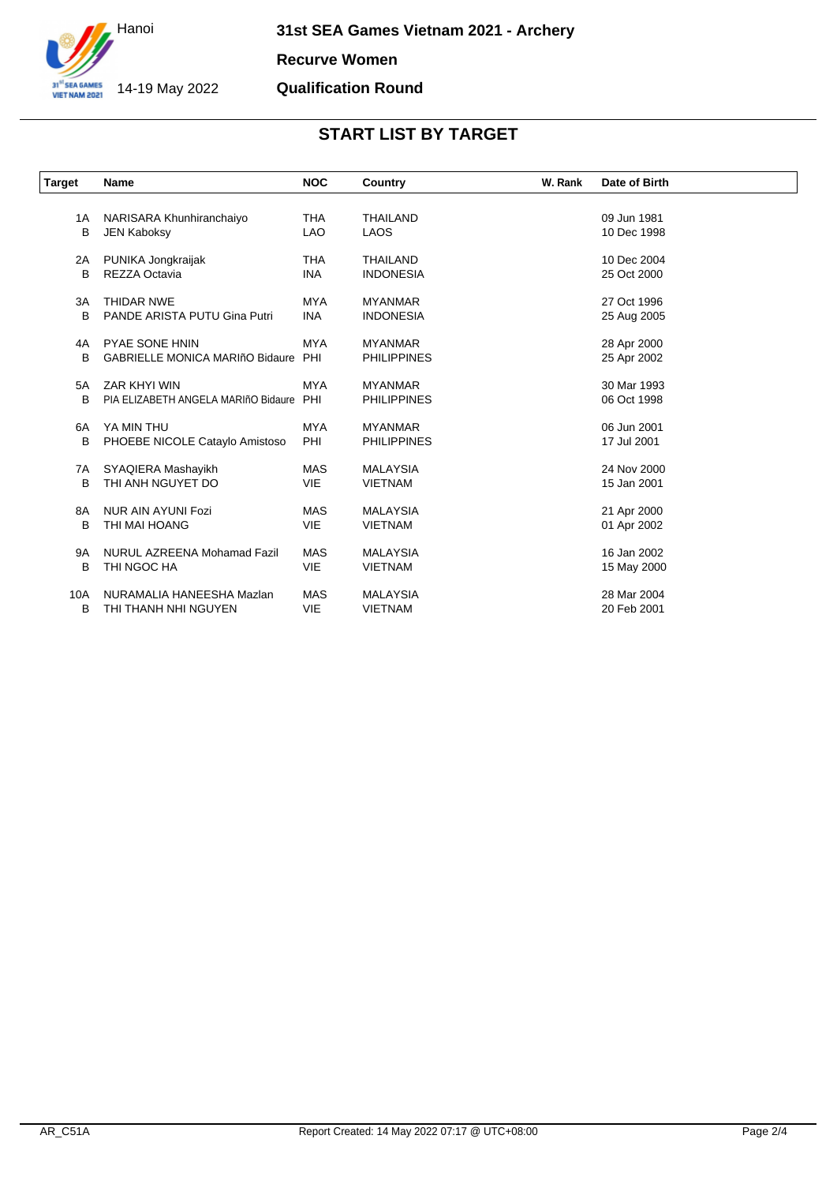# 31st SEA Games Vietnam 2021 - Archery

Hanoi

14-19 May 2022

**Recurve Women**

**Qualification Round**

## START LIST BY TARGET

| Target | Name | NOC | Country | W. Rank | Date of Birth |
|---|---|---|---|---|---|
| 1A | NARISARA Khunhiranchaiyo | THA | THAILAND | | 09 Jun 1981 |
| B | JEN Kaboksy | LAO | LAOS | | 10 Dec 1998 |
| 2A | PUNIKA Jongkraijak | THA | THAILAND | | 10 Dec 2004 |
| B | REZZA Octavia | INA | INDONESIA | | 25 Oct 2000 |
| 3A | THIDAR NWE | MYA | MYANMAR | | 27 Oct 1996 |
| B | PANDE ARISTA PUTU Gina Putri | INA | INDONESIA | | 25 Aug 2005 |
| 4A | PYAE SONE HNIN | MYA | MYANMAR | | 28 Apr 2000 |
| B | GABRIELLE MONICA MARIñO Bidaure | PHI | PHILIPPINES | | 25 Apr 2002 |
| 5A | ZAR KHYI WIN | MYA | MYANMAR | | 30 Mar 1993 |
| B | PIA ELIZABETH ANGELA MARIñO Bidaure | PHI | PHILIPPINES | | 06 Oct 1998 |
| 6A | YA MIN THU | MYA | MYANMAR | | 06 Jun 2001 |
| B | PHOEBE NICOLE Cataylo Amistoso | PHI | PHILIPPINES | | 17 Jul 2001 |
| 7A | SYAQIERA Mashayikh | MAS | MALAYSIA | | 24 Nov 2000 |
| B | THI ANH NGUYET DO | VIE | VIETNAM | | 15 Jan 2001 |
| 8A | NUR AIN AYUNI Fozi | MAS | MALAYSIA | | 21 Apr 2000 |
| B | THI MAI HOANG | VIE | VIETNAM | | 01 Apr 2002 |
| 9A | NURUL AZREENA Mohamad Fazil | MAS | MALAYSIA | | 16 Jan 2002 |
| B | THI NGOC HA | VIE | VIETNAM | | 15 May 2000 |
| 10A | NURAMALIA HANEESHA Mazlan | MAS | MALAYSIA | | 28 Mar 2004 |
| B | THI THANH NHI NGUYEN | VIE | VIETNAM | | 20 Feb 2001 |

AR_C51A Report Created: 14 May 2022 07:17 @ UTC+08:00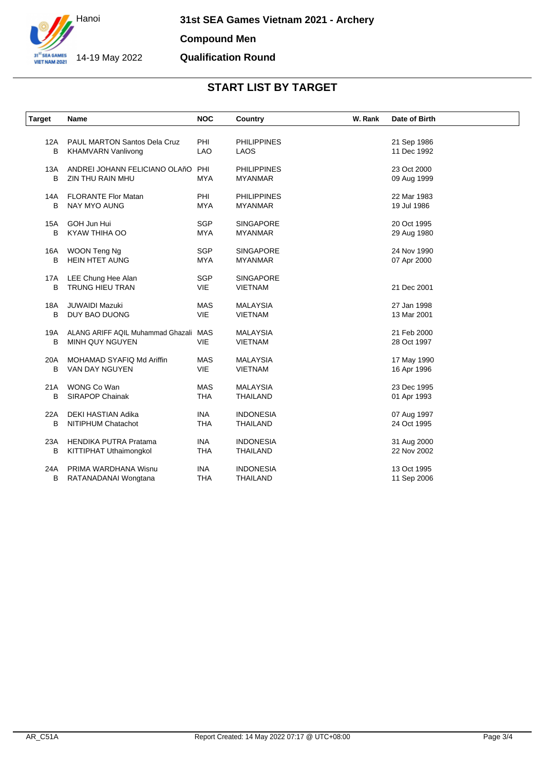Hanoi

14-19 May 2022

**31st SEA Games Vietnam 2021 - Archery**

**Compound Men**

**Qualification Round**

## START LIST BY TARGET

| Target | Name | NOC | Country | W. Rank | Date of Birth |
|---|---|---|---|---|---|
| 12A | PAUL MARTON Santos Dela Cruz | PHI | PHILIPPINES | | 21 Sep 1986 |
| B | KHAMVARN Vanlivong | LAO | LAOS | | 11 Dec 1992 |
| 13A | ANDREI JOHANN FELICIANO OLAñO | PHI | PHILIPPINES | | 23 Oct 2000 |
| B | ZIN THU RAIN MHU | MYA | MYANMAR | | 09 Aug 1999 |
| 14A | FLORANTE Flor Matan | PHI | PHILIPPINES | | 22 Mar 1983 |
| B | NAY MYO AUNG | MYA | MYANMAR | | 19 Jul 1986 |
| 15A | GOH Jun Hui | SGP | SINGAPORE | | 20 Oct 1995 |
| B | KYAW THIHA OO | MYA | MYANMAR | | 29 Aug 1980 |
| 16A | WOON Teng Ng | SGP | SINGAPORE | | 24 Nov 1990 |
| B | HEIN HTET AUNG | MYA | MYANMAR | | 07 Apr 2000 |
| 17A | LEE Chung Hee Alan | SGP | SINGAPORE | | |
| B | TRUNG HIEU TRAN | VIE | VIETNAM | | 21 Dec 2001 |
| 18A | JUWAIDI Mazuki | MAS | MALAYSIA | | 27 Jan 1998 |
| B | DUY BAO DUONG | VIE | VIETNAM | | 13 Mar 2001 |
| 19A | ALANG ARIFF AQIL Muhammad Ghazali | MAS | MALAYSIA | | 21 Feb 2000 |
| B | MINH QUY NGUYEN | VIE | VIETNAM | | 28 Oct 1997 |
| 20A | MOHAMAD SYAFIQ Md Ariffin | MAS | MALAYSIA | | 17 May 1990 |
| B | VAN DAY NGUYEN | VIE | VIETNAM | | 16 Apr 1996 |
| 21A | WONG Co Wan | MAS | MALAYSIA | | 23 Dec 1995 |
| B | SIRAPOP Chainak | THA | THAILAND | | 01 Apr 1993 |
| 22A | DEKI HASTIAN Adika | INA | INDONESIA | | 07 Aug 1997 |
| B | NITIPHUM Chatachot | THA | THAILAND | | 24 Oct 1995 |
| 23A | HENDIKA PUTRA Pratama | INA | INDONESIA | | 31 Aug 2000 |
| B | KITTIPHAT Uthaimongkol | THA | THAILAND | | 22 Nov 2002 |
| 24A | PRIMA WARDHANA Wisnu | INA | INDONESIA | | 13 Oct 1995 |
| B | RATANADANAI Wongtana | THA | THAILAND | | 11 Sep 2006 |

AR_C51A

Report Created: 14 May 2022 07:17 @ UTC+08:00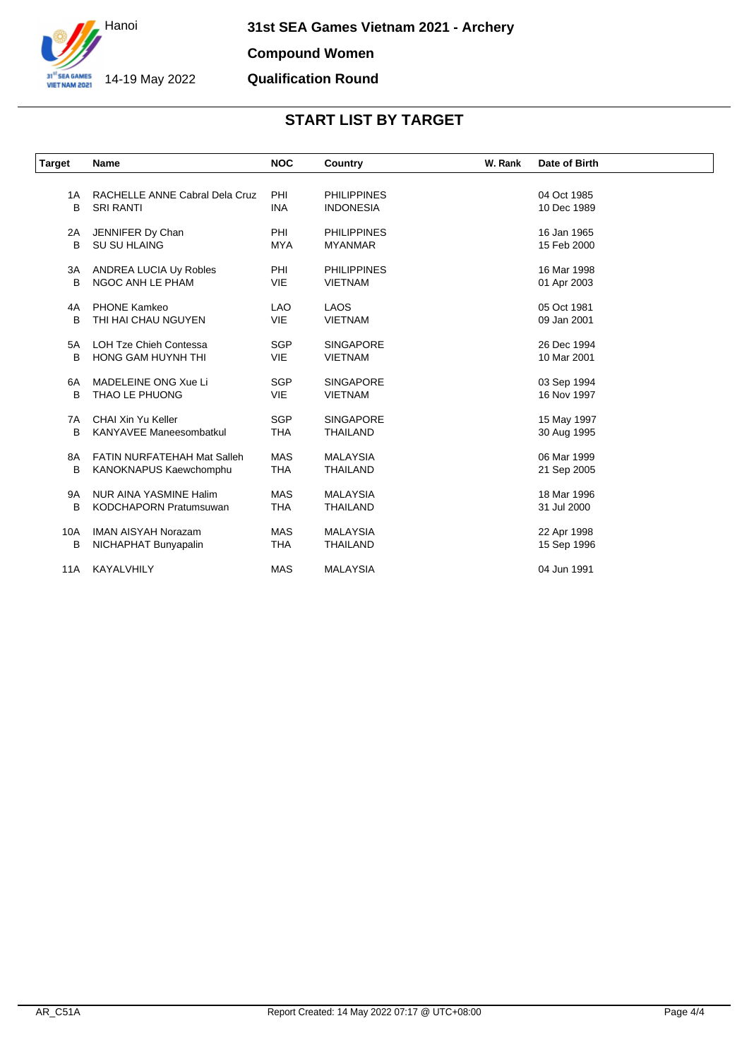# 31st SEA Games Vietnam 2021 - Archery

Hanoi

14-19 May 2022

## Compound Women

## Qualification Round

## START LIST BY TARGET

| Target | Name | NOC | Country | W. Rank | Date of Birth |
|---|---|---|---|---|---|
| 1A | RACHELLE ANNE Cabral Dela Cruz | PHI | PHILIPPINES | | 04 Oct 1985 |
| B | SRI RANTI | INA | INDONESIA | | 10 Dec 1989 |
| 2A | JENNIFER Dy Chan | PHI | PHILIPPINES | | 16 Jan 1965 |
| B | SU SU HLAING | MYA | MYANMAR | | 15 Feb 2000 |
| 3A | ANDREA LUCIA Uy Robles | PHI | PHILIPPINES | | 16 Mar 1998 |
| B | NGOC ANH LE PHAM | VIE | VIETNAM | | 01 Apr 2003 |
| 4A | PHONE Kamkeo | LAO | LAOS | | 05 Oct 1981 |
| B | THI HAI CHAU NGUYEN | VIE | VIETNAM | | 09 Jan 2001 |
| 5A | LOH Tze Chieh Contessa | SGP | SINGAPORE | | 26 Dec 1994 |
| B | HONG GAM HUYNH THI | VIE | VIETNAM | | 10 Mar 2001 |
| 6A | MADELEINE ONG Xue Li | SGP | SINGAPORE | | 03 Sep 1994 |
| B | THAO LE PHUONG | VIE | VIETNAM | | 16 Nov 1997 |
| 7A | CHAI Xin Yu Keller | SGP | SINGAPORE | | 15 May 1997 |
| B | KANYAVEE Maneesombatkul | THA | THAILAND | | 30 Aug 1995 |
| 8A | FATIN NURFATEHAH Mat Salleh | MAS | MALAYSIA | | 06 Mar 1999 |
| B | KANOKNAPUS Kaewchomphu | THA | THAILAND | | 21 Sep 2005 |
| 9A | NUR AINA YASMINE Halim | MAS | MALAYSIA | | 18 Mar 1996 |
| B | KODCHAPORN Pratumsuwan | THA | THAILAND | | 31 Jul 2000 |
| 10A | IMAN AISYAH Norazam | MAS | MALAYSIA | | 22 Apr 1998 |
| B | NICHAPHAT Bunyapalin | THA | THAILAND | | 15 Sep 1996 |
| 11A | KAYALVHILY | MAS | MALAYSIA | | 04 Jun 1991 |

AR_C51A Report Created: 14 May 2022 07:17 @ UTC+08:00